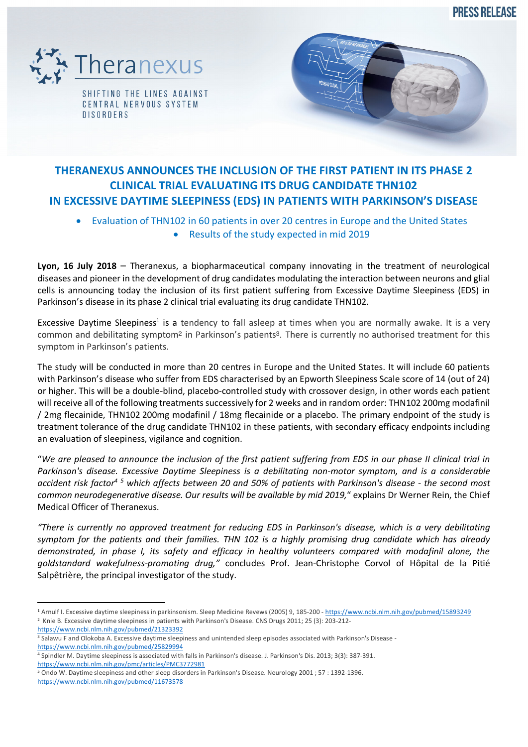PRESS RELEASE

Theranexus

SHIFTING THE LINES AGAINST CENTRAL NERVOUS SYSTEM DISORDERS

# THERANEXUS ANNOUNCES THE INCLUSION OF THE FIRST PATIENT IN ITS PHASE 2 CLINICAL TRIAL EVALUATING ITS DRUG CANDIDATE THN102 IN EXCESSIVE DAYTIME SLEEPINESS (EDS) IN PATIENTS WITH PARKINSON'S DISEASE

- Evaluation of THN102 in 60 patients in over 20 centres in Europe and the United States
- Results of the study expected in mid 2019

**Lyon, 16 July 2018** – Theranexus, a biopharmaceutical company innovating in the treatment of neurological diseases and pioneer in the development of drug candidates modulating the interaction between neurons and glial cells is announcing today the inclusion of its first patient suffering from Excessive Daytime Sleepiness (EDS) in Parkinson's disease in its phase 2 clinical trial evaluating its drug candidate THN102.

Excessive Daytime Sleepiness[1] is a tendency to fall asleep at times when you are normally awake. It is a very common and debilitating symptom[2] in Parkinson's patients[3]. There is currently no authorised treatment for this symptom in Parkinson's patients.

The study will be conducted in more than 20 centres in Europe and the United States. It will include 60 patients with Parkinson's disease who suffer from EDS characterised by an Epworth Sleepiness Scale score of 14 (out of 24) or higher. This will be a double-blind, placebo-controlled study with crossover design, in other words each patient will receive all of the following treatments successively for 2 weeks and in random order: THN102 200mg modafinil / 2mg flecainide, THN102 200mg modafinil / 18mg flecainide or a placebo. The primary endpoint of the study is treatment tolerance of the drug candidate THN102 in these patients, with secondary efficacy endpoints including an evaluation of sleepiness, vigilance and cognition.

"*We are pleased to announce the inclusion of the first patient suffering from EDS in our phase II clinical trial in Parkinson's disease. Excessive Daytime Sleepiness is a debilitating non-motor symptom, and is a considerable accident risk factor*[4] [5] *which affects between 20 and 50% of patients with Parkinson's disease - the second most common neurodegenerative disease. Our results will be available by mid 2019,*" explains Dr Werner Rein, the Chief Medical Officer of Theranexus.

*"There is currently no approved treatment for reducing EDS in Parkinson's disease, which is a very debilitating symptom for the patients and their families. THN 102 is a highly promising drug candidate which has already demonstrated, in phase I, its safety and efficacy in healthy volunteers compared with modafinil alone, the goldstandard wakefulness-promoting drug,"* concludes Prof. Jean-Christophe Corvol of Hôpital de la Pitié Salpêtrière, the principal investigator of the study.

---

[1] Arnulf I. Excessive daytime sleepiness in parkinsonism. Sleep Medicine Revews (2005) 9, 185-200 - https://www.ncbi.nlm.nih.gov/pubmed/15893249

[2] Knie B. Excessive daytime sleepiness in patients with Parkinson's Disease. CNS Drugs 2011; 25 (3): 203-212- https://www.ncbi.nlm.nih.gov/pubmed/21323392

[3] Salawu F and Olokoba A. Excessive daytime sleepiness and unintended sleep episodes associated with Parkinson's Disease - https://www.ncbi.nlm.nih.gov/pubmed/25829994

[4] Spindler M. Daytime sleepiness is associated with falls in Parkinson's disease. J. Parkinson's Dis. 2013; 3(3): 387-391. https://www.ncbi.nlm.nih.gov/pmc/articles/PMC3772981

[5] Ondo W. Daytime sleepiness and other sleep disorders in Parkinson's Disease. Neurology 2001 ; 57 : 1392-1396. https://www.ncbi.nlm.nih.gov/pubmed/11673578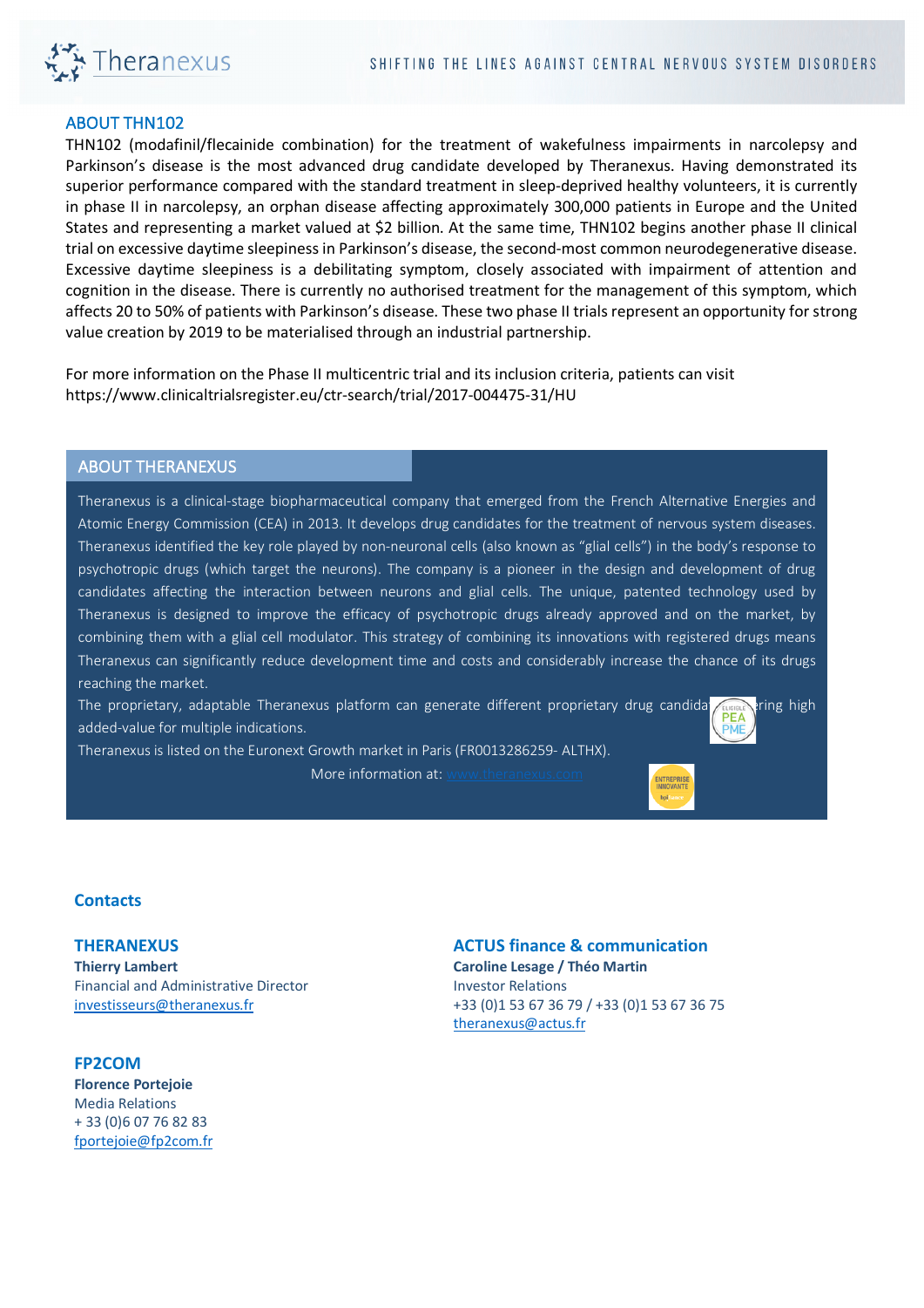## ABOUT THN102

THN102 (modafinil/flecainide combination) for the treatment of wakefulness impairments in narcolepsy and Parkinson's disease is the most advanced drug candidate developed by Theranexus. Having demonstrated its superior performance compared with the standard treatment in sleep-deprived healthy volunteers, it is currently in phase II in narcolepsy, an orphan disease affecting approximately 300,000 patients in Europe and the United States and representing a market valued at $2 billion. At the same time, THN102 begins another phase II clinical trial on excessive daytime sleepiness in Parkinson's disease, the second-most common neurodegenerative disease. Excessive daytime sleepiness is a debilitating symptom, closely associated with impairment of attention and cognition in the disease. There is currently no authorised treatment for the management of this symptom, which affects 20 to 50% of patients with Parkinson's disease. These two phase II trials represent an opportunity for strong value creation by 2019 to be materialised through an industrial partnership.

For more information on the Phase II multicentric trial and its inclusion criteria, patients can visit https://www.clinicaltrialsregister.eu/ctr-search/trial/2017-004475-31/HU

## ABOUT THERANEXUS

Theranexus is a clinical-stage biopharmaceutical company that emerged from the French Alternative Energies and Atomic Energy Commission (CEA) in 2013. It develops drug candidates for the treatment of nervous system diseases. Theranexus identified the key role played by non-neuronal cells (also known as "glial cells") in the body's response to psychotropic drugs (which target the neurons). The company is a pioneer in the design and development of drug candidates affecting the interaction between neurons and glial cells. The unique, patented technology used by Theranexus is designed to improve the efficacy of psychotropic drugs already approved and on the market, by combining them with a glial cell modulator. This strategy of combining its innovations with registered drugs means Theranexus can significantly reduce development time and costs and considerably increase the chance of its drugs reaching the market.

The proprietary, adaptable Theranexus platform can generate different proprietary drug candida[tes offe]ring high added-value for multiple indications.

Theranexus is listed on the Euronext Growth market in Paris (FR0013286259- ALTHX).

More information at: www.theranexus.com

## Contacts

### THERANEXUS

**Thierry Lambert**
Financial and Administrative Director
investisseurs@theranexus.fr

### ACTUS finance & communication

**Caroline Lesage / Théo Martin**
Investor Relations
+33 (0)1 53 67 36 79 / +33 (0)1 53 67 36 75
theranexus@actus.fr

### FP2COM

**Florence Portejoie**
Media Relations
+ 33 (0)6 07 76 82 83
fportejoie@fp2com.fr